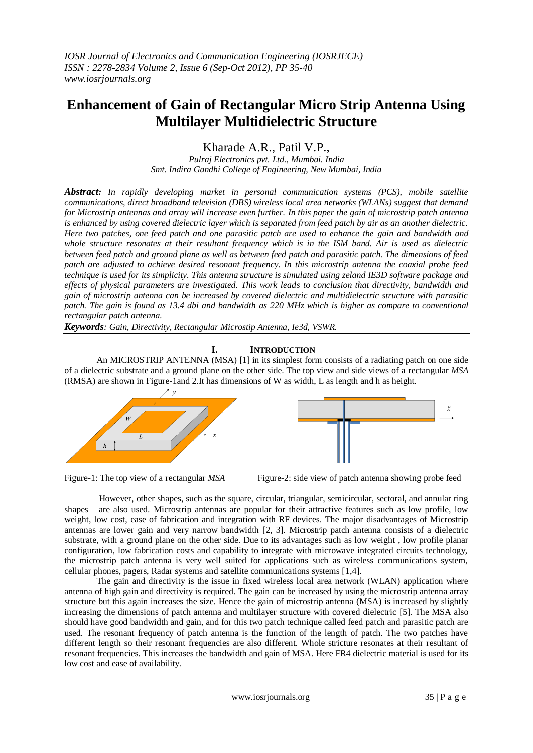IOSR Journal of Electronics and Communication Engineering (IOSRJECE)
ISSN : 2278-2834 Volume 2, Issue 6 (Sep-Oct 2012), PP 35-40
www.iosrjournals.org

# Enhancement of Gain of Rectangular Micro Strip Antenna Using Multilayer Multidielectric Structure

Kharade A.R., Patil V.P.,

*Pulraj Electronics pvt. Ltd., Mumbai. India*
*Smt. Indira Gandhi College of Engineering, New Mumbai, India*

***Abstract:*** *In rapidly developing market in personal communication systems (PCS), mobile satellite communications, direct broadband television (DBS) wireless local area networks (WLANs) suggest that demand for Microstrip antennas and array will increase even further. In this paper the gain of microstrip patch antenna is enhanced by using covered dielectric layer which is separated from feed patch by air as an another dielectric. Here two patches, one feed patch and one parasitic patch are used to enhance the gain and bandwidth and whole structure resonates at their resultant frequency which is in the ISM band. Air is used as dielectric between feed patch and ground plane as well as between feed patch and parasitic patch. The dimensions of feed patch are adjusted to achieve desired resonant frequency. In this microstrip antenna the coaxial probe feed technique is used for its simplicity. This antenna structure is simulated using zeland IE3D software package and effects of physical parameters are investigated. This work leads to conclusion that directivity, bandwidth and gain of microstrip antenna can be increased by covered dielectric and multidielectric structure with parasitic patch. The gain is found as 13.4 dbi and bandwidth as 220 MHz which is higher as compare to conventional rectangular patch antenna.*

***Keywords****: Gain, Directivity, Rectangular Microstip Antenna, Ie3d, VSWR.*

## I. Introduction

An MICROSTRIP ANTENNA (MSA) [1] in its simplest form consists of a radiating patch on one side of a dielectric substrate and a ground plane on the other side. The top view and side views of a rectangular *MSA* (RMSA) are shown in Figure-1and 2.It has dimensions of W as width, L as length and h as height.

Figure-1: The top view of a rectangular *MSA*

Figure-2: side view of patch antenna showing probe feed

However, other shapes, such as the square, circular, triangular, semicircular, sectoral, and annular ring shapes are also used. Microstrip antennas are popular for their attractive features such as low profile, low weight, low cost, ease of fabrication and integration with RF devices. The major disadvantages of Microstrip antennas are lower gain and very narrow bandwidth [2, 3]. Microstrip patch antenna consists of a dielectric substrate, with a ground plane on the other side. Due to its advantages such as low weight , low profile planar configuration, low fabrication costs and capability to integrate with microwave integrated circuits technology, the microstrip patch antenna is very well suited for applications such as wireless communications system, cellular phones, pagers, Radar systems and satellite communications systems [1,4].

The gain and directivity is the issue in fixed wireless local area network (WLAN) application where antenna of high gain and directivity is required. The gain can be increased by using the microstrip antenna array structure but this again increases the size. Hence the gain of microstrip antenna (MSA) is increased by slightly increasing the dimensions of patch antenna and multilayer structure with covered dielectric [5]. The MSA also should have good bandwidth and gain, and for this two patch technique called feed patch and parasitic patch are used. The resonant frequency of patch antenna is the function of the length of patch. The two patches have different length so their resonant frequencies are also different. Whole stricture resonates at their resultant of resonant frequencies. This increases the bandwidth and gain of MSA. Here FR4 dielectric material is used for its low cost and ease of availability.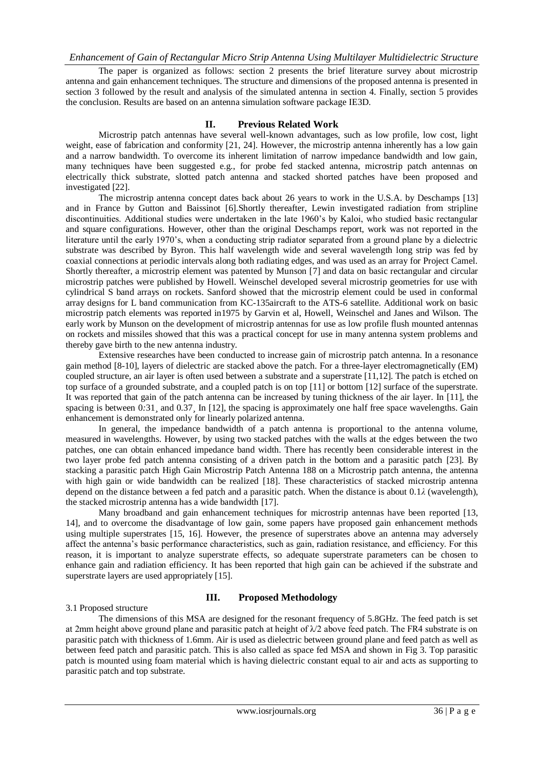The paper is organized as follows: section 2 presents the brief literature survey about microstrip antenna and gain enhancement techniques. The structure and dimensions of the proposed antenna is presented in section 3 followed by the result and analysis of the simulated antenna in section 4. Finally, section 5 provides the conclusion. Results are based on an antenna simulation software package IE3D.

## II. Previous Related Work

Microstrip patch antennas have several well-known advantages, such as low profile, low cost, light weight, ease of fabrication and conformity [21, 24]. However, the microstrip antenna inherently has a low gain and a narrow bandwidth. To overcome its inherent limitation of narrow impedance bandwidth and low gain, many techniques have been suggested e.g., for probe fed stacked antenna, microstrip patch antennas on electrically thick substrate, slotted patch antenna and stacked shorted patches have been proposed and investigated [22].

The microstrip antenna concept dates back about 26 years to work in the U.S.A. by Deschamps [13] and in France by Gutton and Baissinot [6].Shortly thereafter, Lewin investigated radiation from stripline discontinuities. Additional studies were undertaken in the late 1960's by Kaloi, who studied basic rectangular and square configurations. However, other than the original Deschamps report, work was not reported in the literature until the early 1970's, when a conducting strip radiator separated from a ground plane by a dielectric substrate was described by Byron. This half wavelength wide and several wavelength long strip was fed by coaxial connections at periodic intervals along both radiating edges, and was used as an array for Project Camel. Shortly thereafter, a microstrip element was patented by Munson [7] and data on basic rectangular and circular microstrip patches were published by Howell. Weinschel developed several microstrip geometries for use with cylindrical S band arrays on rockets. Sanford showed that the microstrip element could be used in conformal array designs for L band communication from KC-135aircraft to the ATS-6 satellite. Additional work on basic microstrip patch elements was reported in1975 by Garvin et al, Howell, Weinschel and Janes and Wilson. The early work by Munson on the development of microstrip antennas for use as low profile flush mounted antennas on rockets and missiles showed that this was a practical concept for use in many antenna system problems and thereby gave birth to the new antenna industry.

Extensive researches have been conducted to increase gain of microstrip patch antenna. In a resonance gain method [8-10], layers of dielectric are stacked above the patch. For a three-layer electromagnetically (EM) coupled structure, an air layer is often used between a substrate and a superstrate [11,12]. The patch is etched on top surface of a grounded substrate, and a coupled patch is on top [11] or bottom [12] surface of the superstrate. It was reported that gain of the patch antenna can be increased by tuning thickness of the air layer. In [11], the spacing is between 0:31¸ and 0.37¸ In [12], the spacing is approximately one half free space wavelengths. Gain enhancement is demonstrated only for linearly polarized antenna.

In general, the impedance bandwidth of a patch antenna is proportional to the antenna volume, measured in wavelengths. However, by using two stacked patches with the walls at the edges between the two patches, one can obtain enhanced impedance band width. There has recently been considerable interest in the two layer probe fed patch antenna consisting of a driven patch in the bottom and a parasitic patch [23]. By stacking a parasitic patch High Gain Microstrip Patch Antenna 188 on a Microstrip patch antenna, the antenna with high gain or wide bandwidth can be realized [18]. These characteristics of stacked microstrip antenna depend on the distance between a fed patch and a parasitic patch. When the distance is about $0.1\lambda$ (wavelength), the stacked microstrip antenna has a wide bandwidth [17].

Many broadband and gain enhancement techniques for microstrip antennas have been reported [13, 14], and to overcome the disadvantage of low gain, some papers have proposed gain enhancement methods using multiple superstrates [15, 16]. However, the presence of superstrates above an antenna may adversely affect the antenna's basic performance characteristics, such as gain, radiation resistance, and efficiency. For this reason, it is important to analyze superstrate effects, so adequate superstrate parameters can be chosen to enhance gain and radiation efficiency. It has been reported that high gain can be achieved if the substrate and superstrate layers are used appropriately [15].

## III. Proposed Methodology

### 3.1 Proposed structure

The dimensions of this MSA are designed for the resonant frequency of 5.8GHz. The feed patch is set at 2mm height above ground plane and parasitic patch at height of $\lambda/2$ above feed patch. The FR4 substrate is on parasitic patch with thickness of 1.6mm. Air is used as dielectric between ground plane and feed patch as well as between feed patch and parasitic patch. This is also called as space fed MSA and shown in Fig 3. Top parasitic patch is mounted using foam material which is having dielectric constant equal to air and acts as supporting to parasitic patch and top substrate.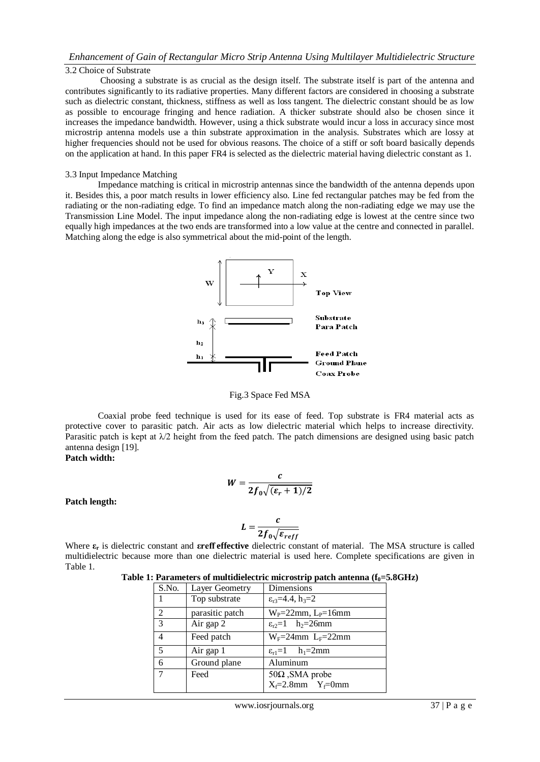### 3.2 Choice of Substrate

Choosing a substrate is as crucial as the design itself. The substrate itself is part of the antenna and contributes significantly to its radiative properties. Many different factors are considered in choosing a substrate such as dielectric constant, thickness, stiffness as well as loss tangent. The dielectric constant should be as low as possible to encourage fringing and hence radiation. A thicker substrate should also be chosen since it increases the impedance bandwidth. However, using a thick substrate would incur a loss in accuracy since most microstrip antenna models use a thin substrate approximation in the analysis. Substrates which are lossy at higher frequencies should not be used for obvious reasons. The choice of a stiff or soft board basically depends on the application at hand. In this paper FR4 is selected as the dielectric material having dielectric constant as 1.

### 3.3 Input Impedance Matching

Impedance matching is critical in microstrip antennas since the bandwidth of the antenna depends upon it. Besides this, a poor match results in lower efficiency also. Line fed rectangular patches may be fed from the radiating or the non-radiating edge. To find an impedance match along the non-radiating edge we may use the Transmission Line Model. The input impedance along the non-radiating edge is lowest at the centre since two equally high impedances at the two ends are transformed into a low value at the centre and connected in parallel. Matching along the edge is also symmetrical about the mid-point of the length.

W, Y, X, Top View, $h_3$, $h_2$, $h_1$, Substrate, Para Patch, Feed Patch, Ground Plane, Coax Probe

Fig.3 Space Fed MSA

Coaxial probe feed technique is used for its ease of feed. Top substrate is FR4 material acts as protective cover to parasitic patch. Air acts as low dielectric material which helps to increase directivity. Parasitic patch is kept at $\lambda/2$ height from the feed patch. The patch dimensions are designed using basic patch antenna design [19].

**Patch width:**

$$W = \frac{c}{2f_0\sqrt{(\varepsilon_r + 1)/2}}$$

**Patch length:**

$$L = \frac{c}{2f_0\sqrt{\varepsilon_{reff}}}$$

Where $\varepsilon_r$ is dielectric constant and **εreff effective** dielectric constant of material. The MSA structure is called multidielectric because more than one dielectric material is used here. Complete specifications are given in Table 1.

**Table 1: Parameters of multidielectric microstrip patch antenna ($f_0$=5.8GHz)**

| S.No. | Layer Geometry | Dimensions |
|---|---|---|
| 1 | Top substrate | $\varepsilon_{r3}$=4.4, $h_3$=2 |
| 2 | parasitic patch | $W_P$=22mm, $L_P$=16mm |
| 3 | Air gap 2 | $\varepsilon_{r2}$=1 $h_2$=26mm |
| 4 | Feed patch | $W_F$=24mm $L_F$=22mm |
| 5 | Air gap 1 | $\varepsilon_{r1}$=1 $h_1$=2mm |
| 6 | Ground plane | Aluminum |
| 7 | Feed | 50Ω ,SMA probe $X_f$=2.8mm $Y_f$=0mm |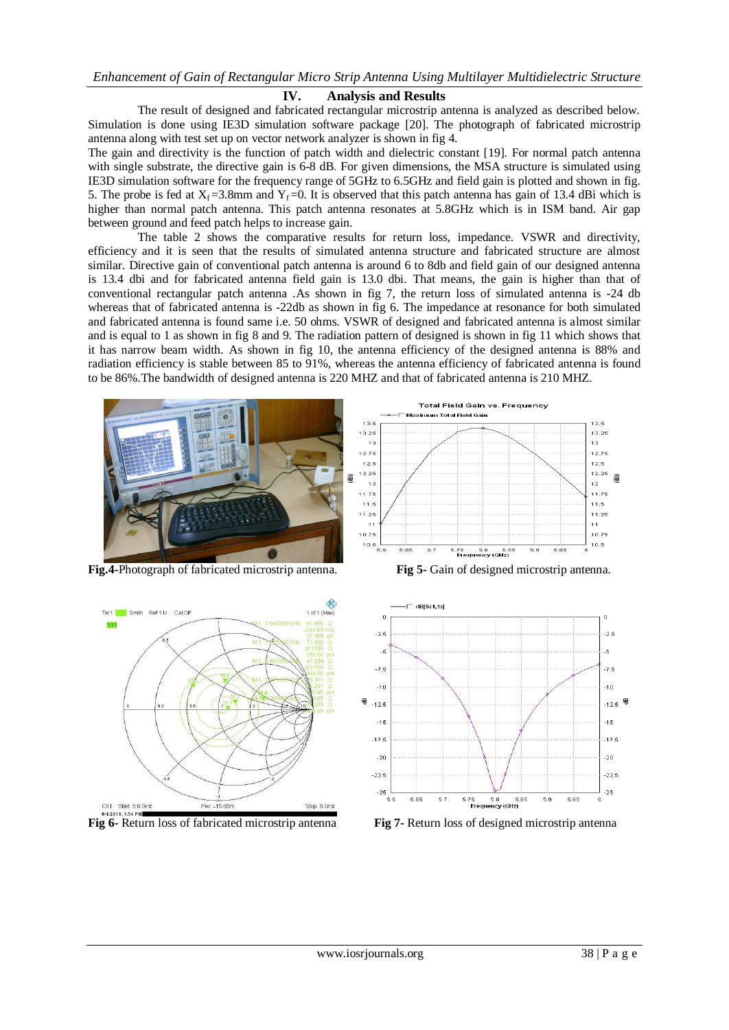## IV. Analysis and Results

The result of designed and fabricated rectangular microstrip antenna is analyzed as described below. Simulation is done using IE3D simulation software package [20]. The photograph of fabricated microstrip antenna along with test set up on vector network analyzer is shown in fig 4.

The gain and directivity is the function of patch width and dielectric constant [19]. For normal patch antenna with single substrate, the directive gain is 6-8 dB. For given dimensions, the MSA structure is simulated using IE3D simulation software for the frequency range of 5GHz to 6.5GHz and field gain is plotted and shown in fig. 5. The probe is fed at $X_f$=3.8mm and $Y_f$=0. It is observed that this patch antenna has gain of 13.4 dBi which is higher than normal patch antenna. This patch antenna resonates at 5.8GHz which is in ISM band. Air gap between ground and feed patch helps to increase gain.

The table 2 shows the comparative results for return loss, impedance. VSWR and directivity, efficiency and it is seen that the results of simulated antenna structure and fabricated structure are almost similar. Directive gain of conventional patch antenna is around 6 to 8db and field gain of our designed antenna is 13.4 dbi and for fabricated antenna field gain is 13.0 dbi. That means, the gain is higher than that of conventional rectangular patch antenna .As shown in fig 7, the return loss of simulated antenna is -24 db whereas that of fabricated antenna is -22db as shown in fig 6. The impedance at resonance for both simulated and fabricated antenna is found same i.e. 50 ohms. VSWR of designed and fabricated antenna is almost similar and is equal to 1 as shown in fig 8 and 9. The radiation pattern of designed is shown in fig 11 which shows that it has narrow beam width. As shown in fig 10, the antenna efficiency of the designed antenna is 88% and radiation efficiency is stable between 85 to 91%, whereas the antenna efficiency of fabricated antenna is found to be 86%.The bandwidth of designed antenna is 220 MHZ and that of fabricated antenna is 210 MHZ.

**Fig.4-**Photograph of fabricated microstrip antenna.

**Fig 5-** Gain of designed microstrip antenna.

**Fig 6-** Return loss of fabricated microstrip antenna

**Fig 7-** Return loss of designed microstrip antenna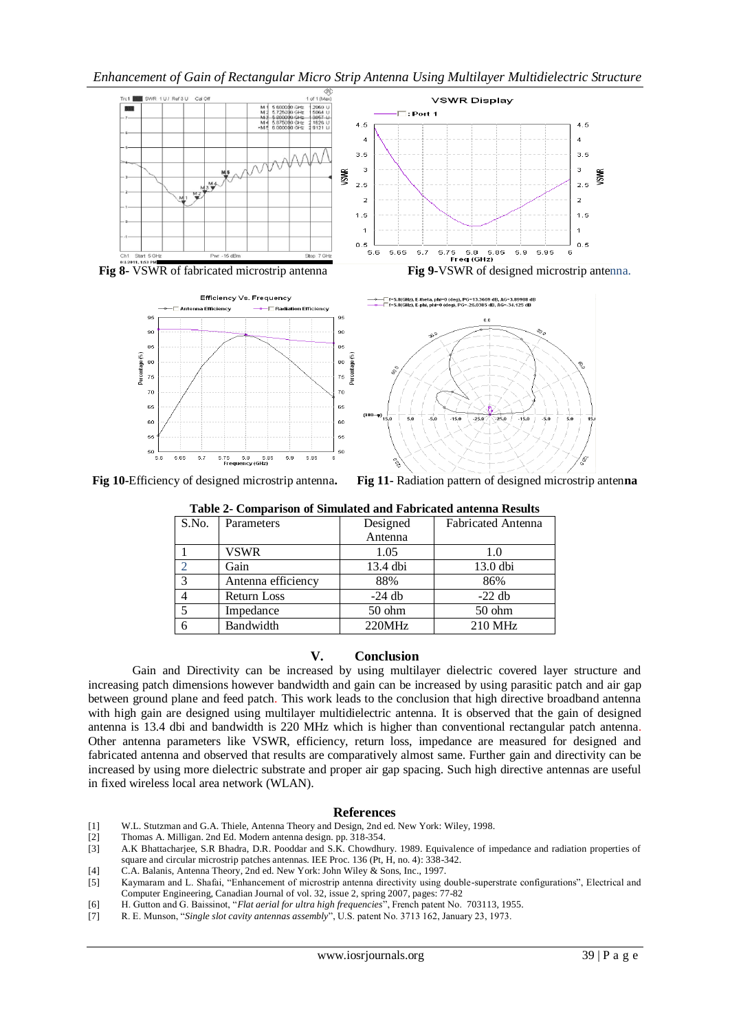**Fig 8-** VSWR of fabricated microstrip antenna

**Fig 9-**VSWR of designed microstrip antenna.

**Fig 10-**Efficiency of designed microstrip antenna**.**

**Fig 11-** Radiation pattern of designed microstrip antenna

**Table 2- Comparison of Simulated and Fabricated antenna Results**

| S.No. | Parameters | Designed Antenna | Fabricated Antenna |
|---|---|---|---|
| 1 | VSWR | 1.05 | 1.0 |
| 2 | Gain | 13.4 dbi | 13.0 dbi |
| 3 | Antenna efficiency | 88% | 86% |
| 4 | Return Loss | -24 db | -22 db |
| 5 | Impedance | 50 ohm | 50 ohm |
| 6 | Bandwidth | 220MHz | 210 MHz |

## V. Conclusion

Gain and Directivity can be increased by using multilayer dielectric covered layer structure and increasing patch dimensions however bandwidth and gain can be increased by using parasitic patch and air gap between ground plane and feed patch. This work leads to the conclusion that high directive broadband antenna with high gain are designed using multilayer multidielectric antenna. It is observed that the gain of designed antenna is 13.4 dbi and bandwidth is 220 MHz which is higher than conventional rectangular patch antenna. Other antenna parameters like VSWR, efficiency, return loss, impedance are measured for designed and fabricated antenna and observed that results are comparatively almost same. Further gain and directivity can be increased by using more dielectric substrate and proper air gap spacing. Such high directive antennas are useful in fixed wireless local area network (WLAN).

## References

[1] W.L. Stutzman and G.A. Thiele, Antenna Theory and Design, 2nd ed. New York: Wiley, 1998.

[2] Thomas A. Milligan. 2nd Ed. Modern antenna design. pp. 318-354.

[3] A.K Bhattacharjee, S.R Bhadra, D.R. Pooddar and S.K. Chowdhury. 1989. Equivalence of impedance and radiation properties of square and circular microstrip patches antennas. IEE Proc. 136 (Pt, H, no. 4): 338-342.

[4] C.A. Balanis, Antenna Theory, 2nd ed. New York: John Wiley & Sons, Inc., 1997.

[5] Kaymaram and L. Shafai, "Enhancement of microstrip antenna directivity using double-superstrate configurations", Electrical and Computer Engineering, Canadian Journal of vol. 32, issue 2, spring 2007, pages: 77-82

[6] H. Gutton and G. Baissinot, "*Flat aerial for ultra high frequencies*", French patent No. 703113, 1955.

[7] R. E. Munson, "*Single slot cavity antennas assembly*", U.S. patent No. 3713 162, January 23, 1973.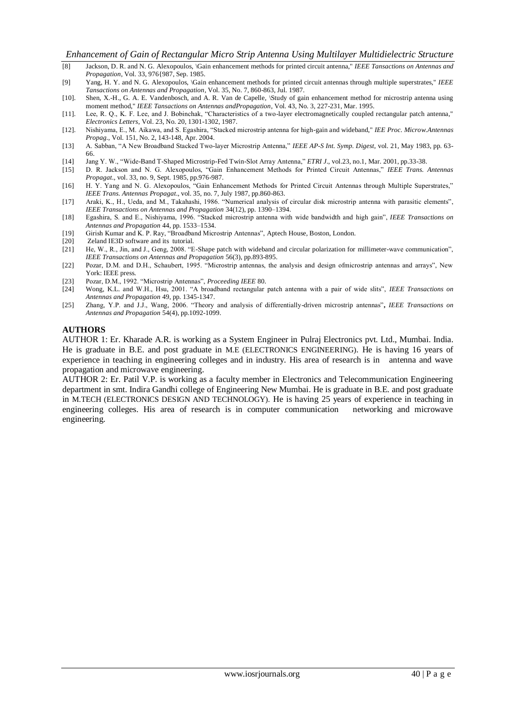[8] Jackson, D. R. and N. G. Alexopoulos, \Gain enhancement methods for printed circuit antenna," *IEEE Tansactions on Antennas and Propagation*, Vol. 33, 976{987, Sep. 1985.

[9] Yang, H. Y. and N. G. Alexopoulos, \Gain enhancement methods for printed circuit antennas through multiple superstrates," *IEEE Tansactions on Antennas and Propagation*, Vol. 35, No. 7, 860-863, Jul. 1987.

[10]. Shen, X.-H., G. A. E. Vandenbosch, and A. R. Van de Capelle, \Study of gain enhancement method for microstrip antenna using moment method," *IEEE Tansactions on Antennas andPropagation*, Vol. 43, No. 3, 227-231, Mar. 1995.

[11]. Lee, R. Q., K. F. Lee, and J. Bobinchak, "Characteristics of a two-layer electromagnetically coupled rectangular patch antenna," *Electronics Letters*, Vol. 23, No. 20, 1301-1302, 1987.

[12]. Nishiyama, E., M. Aikawa, and S. Egashira, "Stacked microstrip antenna for high-gain and wideband," *IEE Proc. Microw.Antennas Propag.*, Vol. 151, No. 2, 143-148, Apr. 2004.

[13] A. Sabban, "A New Broadband Stacked Two-layer Microstrip Antenna," *IEEE AP-S Int. Symp. Digest*, vol. 21, May 1983, pp. 63-66.

[14] Jang Y. W., "Wide-Band T-Shaped Microstrip-Fed Twin-Slot Array Antenna," *ETRI J.*, vol.23, no.1, Mar. 2001, pp.33-38.

[15] D. R. Jackson and N. G. Alexopoulos, "Gain Enhancement Methods for Printed Circuit Antennas," *IEEE Trans. Antennas Propagat.*, vol. 33, no. 9, Sept. 1985, pp.976-987.

[16] H. Y. Yang and N. G. Alexopoulos, "Gain Enhancement Methods for Printed Circuit Antennas through Multiple Superstrates," *IEEE Trans. Antennas Propagat.*, vol. 35, no. 7, July 1987, pp.860-863.

[17] Araki, K., H., Ueda, and M., Takahashi, 1986. "Numerical analysis of circular disk microstrip antenna with parasitic elements", *IEEE Transactions on Antennas and Propagation* 34(12), pp. 1390–1394.

[18] Egashira, S. and E., Nishiyama, 1996. "Stacked microstrip antenna with wide bandwidth and high gain", *IEEE Transactions on Antennas and Propagation* 44, pp. 1533–1534.

[19] Girish Kumar and K. P. Ray, "Broadband Microstrip Antennas", Aptech House, Boston, London.

[20] Zeland IE3D software and its tutorial.

[21] He, W., R., Jin, and J., Geng, 2008. "E-Shape patch with wideband and circular polarization for millimeter-wave communication", *IEEE Transactions on Antennas and Propagation* 56(3), pp.893-895.

[22] Pozar, D.M. and D.H., Schaubert, 1995. "Microstrip antennas, the analysis and design ofmicrostrip antennas and arrays", New York: IEEE press.

[23] Pozar, D.M., 1992. "Microstrip Antennas", *Proceeding IEEE* 80.

[24] Wong, K.L. and W.H., Hsu, 2001. "A broadband rectangular patch antenna with a pair of wide slits", *IEEE Transactions on Antennas and Propagation* 49, pp. 1345-1347.

[25] Zhang, Y.P. and J.J., Wang, 2006. "Theory and analysis of differentially-driven microstrip antennas"**,** *IEEE Transactions on Antennas and Propagation* 54(4), pp.1092-1099.

## AUTHORS

AUTHOR 1: Er. Kharade A.R. is working as a System Engineer in Pulraj Electronics pvt. Ltd., Mumbai. India. He is graduate in B.E. and post graduate in M.E (ELECTRONICS ENGINEERING). He is having 16 years of experience in teaching in engineering colleges and in industry. His area of research is in antenna and wave propagation and microwave engineering.

AUTHOR 2: Er. Patil V.P. is working as a faculty member in Electronics and Telecommunication Engineering department in smt. Indira Gandhi college of Engineering New Mumbai. He is graduate in B.E. and post graduate in M.TECH (ELECTRONICS DESIGN AND TECHNOLOGY). He is having 25 years of experience in teaching in engineering colleges. His area of research is in computer communication networking and microwave engineering.